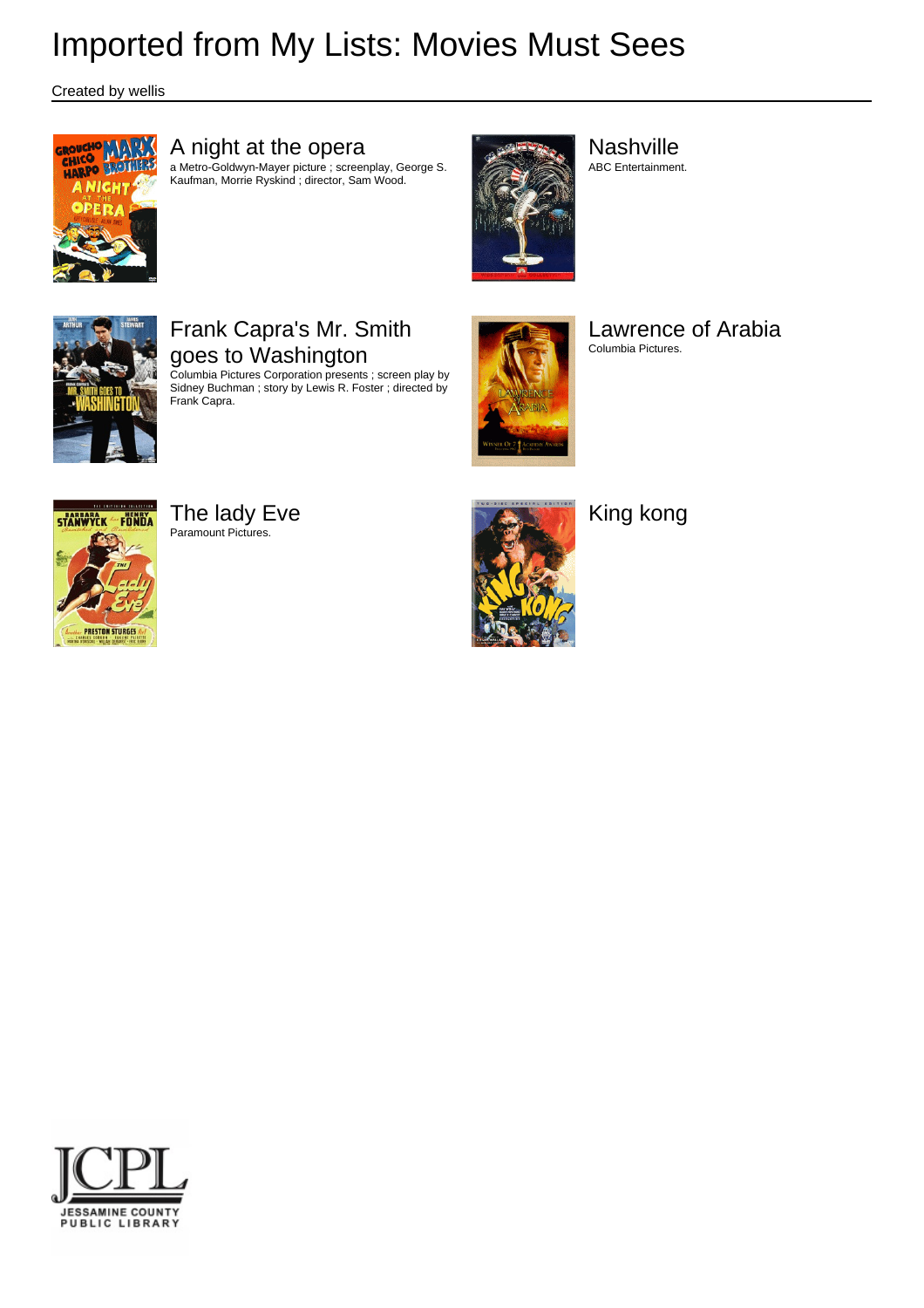# Imported from My Lists: Movies Must Sees

Created by wellis

## A night at the opera

a Metro-Goldwyn-Mayer picture ; screenplay, George S. Kaufman, Morrie Ryskind ; director, Sam Wood.

## Nashville

ABC Entertainment.

## Frank Capra's Mr. Smith goes to Washington

Columbia Pictures Corporation presents ; screen play by Sidney Buchman ; story by Lewis R. Foster ; directed by Frank Capra.

## Lawrence of Arabia

Columbia Pictures.

## The lady Eve

Paramount Pictures.

## King kong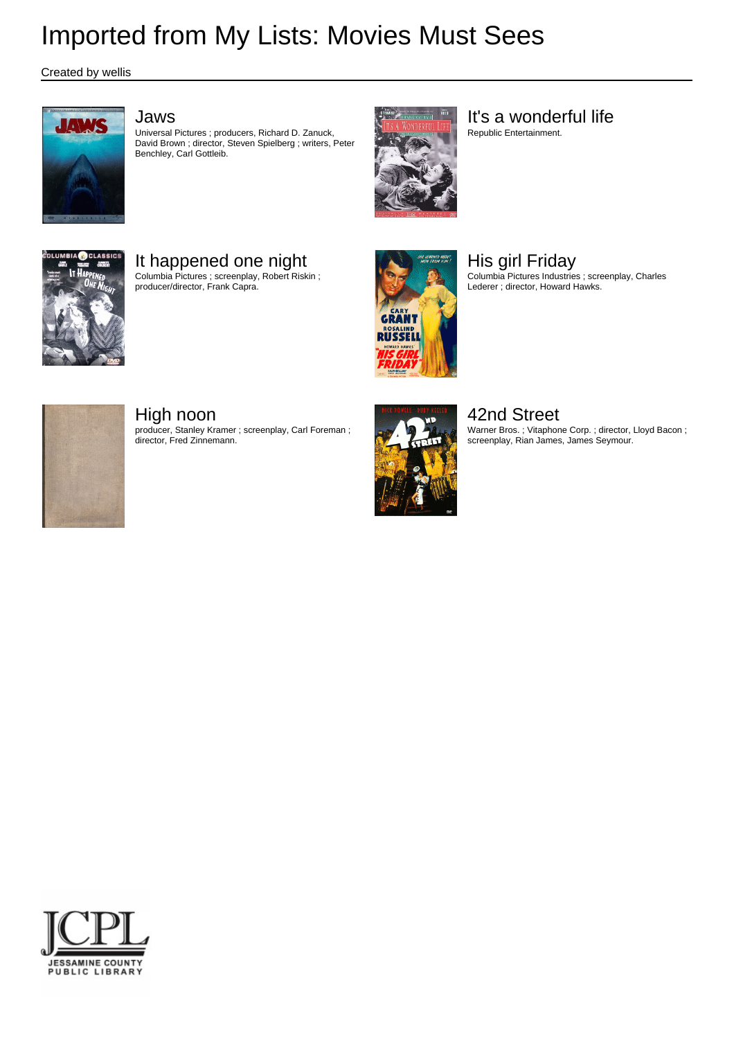# Imported from My Lists: Movies Must Sees

Created by wellis

## Jaws

Universal Pictures ; producers, Richard D. Zanuck, David Brown ; director, Steven Spielberg ; writers, Peter Benchley, Carl Gottleib.

## It's a wonderful life

Republic Entertainment.

## It happened one night

Columbia Pictures ; screenplay, Robert Riskin ; producer/director, Frank Capra.

## His girl Friday

Columbia Pictures Industries ; screenplay, Charles Lederer ; director, Howard Hawks.

## High noon

producer, Stanley Kramer ; screenplay, Carl Foreman ; director, Fred Zinnemann.

## 42nd Street

Warner Bros. ; Vitaphone Corp. ; director, Lloyd Bacon ; screenplay, Rian James, James Seymour.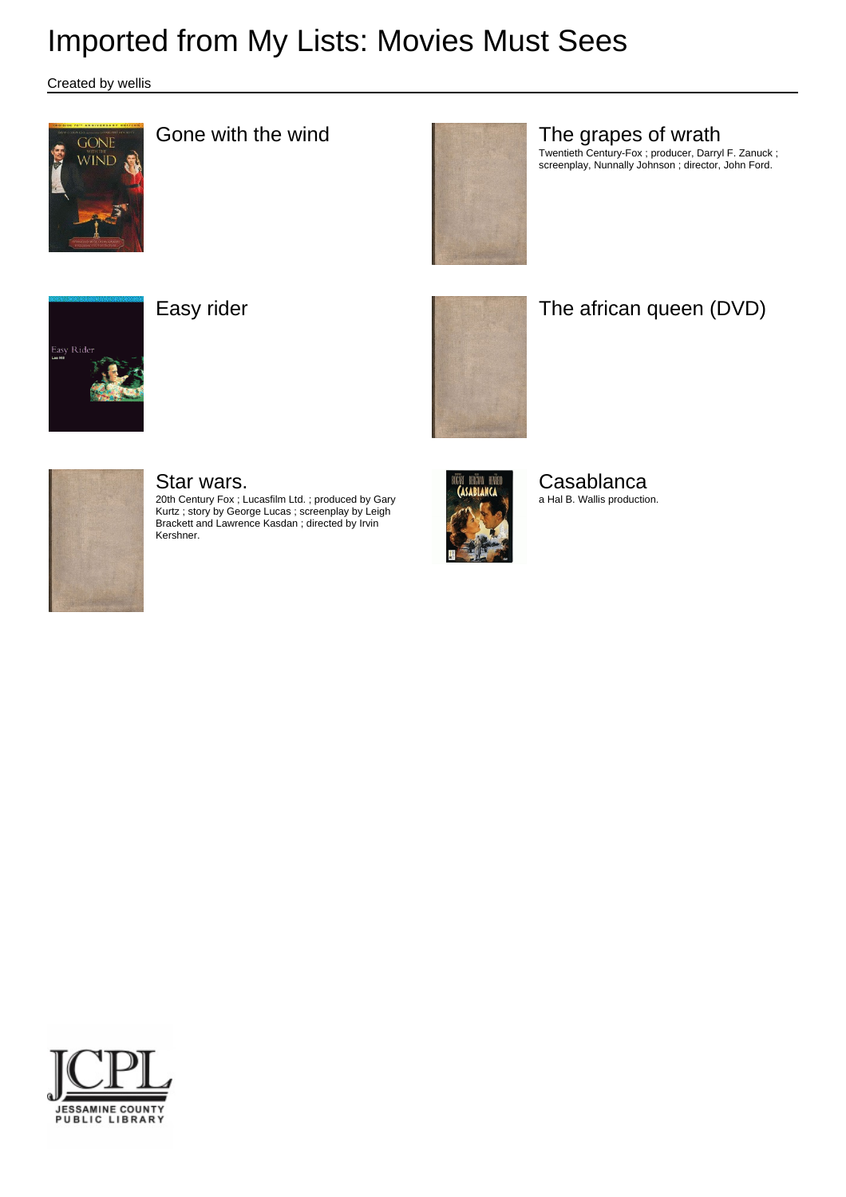# Imported from My Lists: Movies Must Sees

Created by wellis

## Gone with the wind

## The grapes of wrath

Twentieth Century-Fox ; producer, Darryl F. Zanuck ; screenplay, Nunnally Johnson ; director, John Ford.

## Easy rider

## The african queen (DVD)

## Star wars.

20th Century Fox ; Lucasfilm Ltd. ; produced by Gary Kurtz ; story by George Lucas ; screenplay by Leigh Brackett and Lawrence Kasdan ; directed by Irvin Kershner.

## Casablanca

a Hal B. Wallis production.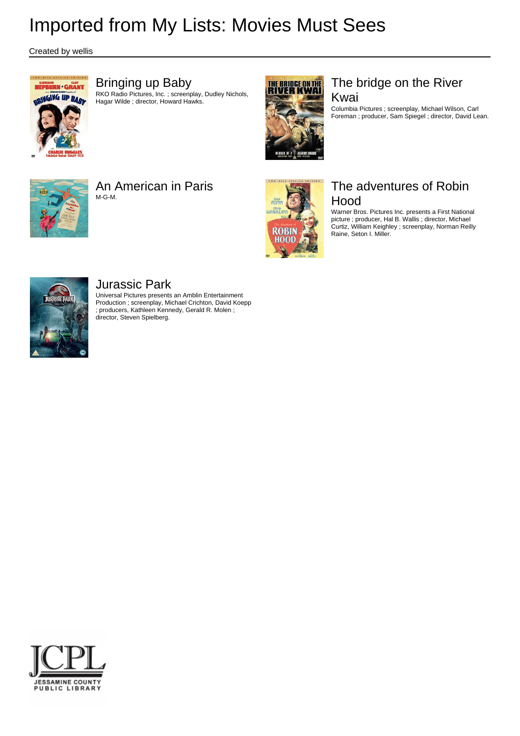# Imported from My Lists: Movies Must Sees

Created by wellis

## Bringing up Baby

RKO Radio Pictures, Inc. ; screenplay, Dudley Nichols, Hagar Wilde ; director, Howard Hawks.

## The bridge on the River Kwai

Columbia Pictures ; screenplay, Michael Wilson, Carl Foreman ; producer, Sam Spiegel ; director, David Lean.

## An American in Paris

M-G-M.

## The adventures of Robin Hood

Warner Bros. Pictures Inc. presents a First National picture ; producer, Hal B. Wallis ; director, Michael Curtiz, William Keighley ; screenplay, Norman Reilly Raine, Seton I. Miller.

## Jurassic Park

Universal Pictures presents an Amblin Entertainment Production ; screenplay, Michael Crichton, David Koepp ; producers, Kathleen Kennedy, Gerald R. Molen ; director, Steven Spielberg.

JCPL
JESSAMINE COUNTY PUBLIC LIBRARY